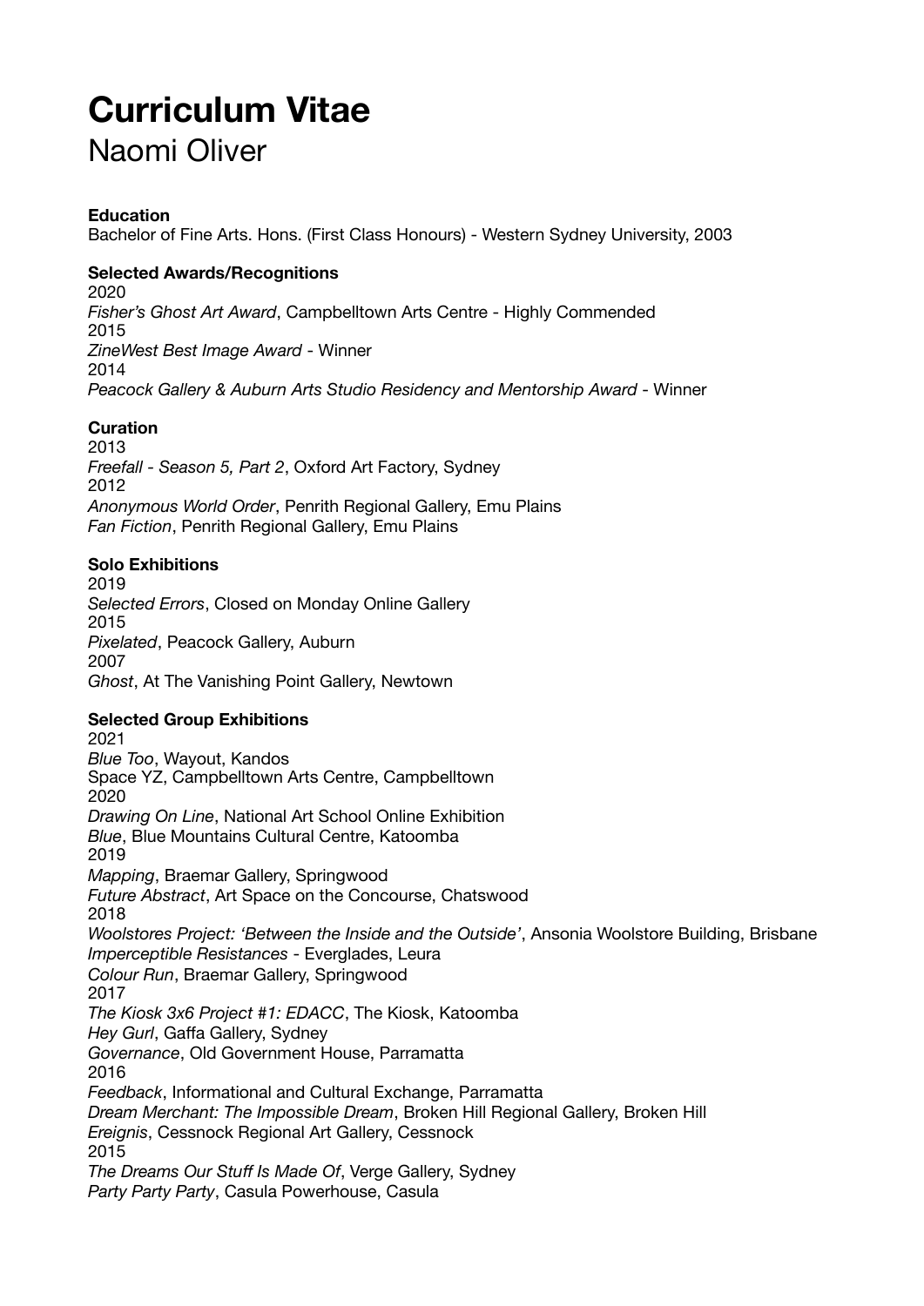# Curriculum Vitae

## Naomi Oliver

**Education**

Bachelor of Fine Arts. Hons. (First Class Honours) - Western Sydney University, 2003

**Selected Awards/Recognitions**

2020
*Fisher's Ghost Art Award*, Campbelltown Arts Centre - Highly Commended
2015
*ZineWest Best Image Award* - Winner
2014
*Peacock Gallery & Auburn Arts Studio Residency and Mentorship Award* - Winner

**Curation**

2013
*Freefall - Season 5, Part 2*, Oxford Art Factory, Sydney
2012
*Anonymous World Order*, Penrith Regional Gallery, Emu Plains
*Fan Fiction*, Penrith Regional Gallery, Emu Plains

**Solo Exhibitions**

2019
*Selected Errors*, Closed on Monday Online Gallery
2015
*Pixelated*, Peacock Gallery, Auburn
2007
*Ghost*, At The Vanishing Point Gallery, Newtown

**Selected Group Exhibitions**

2021
*Blue Too*, Wayout, Kandos
Space YZ, Campbelltown Arts Centre, Campbelltown
2020
*Drawing On Line*, National Art School Online Exhibition
*Blue*, Blue Mountains Cultural Centre, Katoomba
2019
*Mapping*, Braemar Gallery, Springwood
*Future Abstract*, Art Space on the Concourse, Chatswood
2018
*Woolstores Project: 'Between the Inside and the Outside'*, Ansonia Woolstore Building, Brisbane
*Imperceptible Resistances* - Everglades, Leura
*Colour Run*, Braemar Gallery, Springwood
2017
*The Kiosk 3x6 Project #1: EDACC*, The Kiosk, Katoomba
*Hey Gurl*, Gaffa Gallery, Sydney
*Governance*, Old Government House, Parramatta
2016
*Feedback*, Informational and Cultural Exchange, Parramatta
*Dream Merchant: The Impossible Dream*, Broken Hill Regional Gallery, Broken Hill
*Ereignis*, Cessnock Regional Art Gallery, Cessnock
2015
*The Dreams Our Stuff Is Made Of*, Verge Gallery, Sydney
*Party Party Party*, Casula Powerhouse, Casula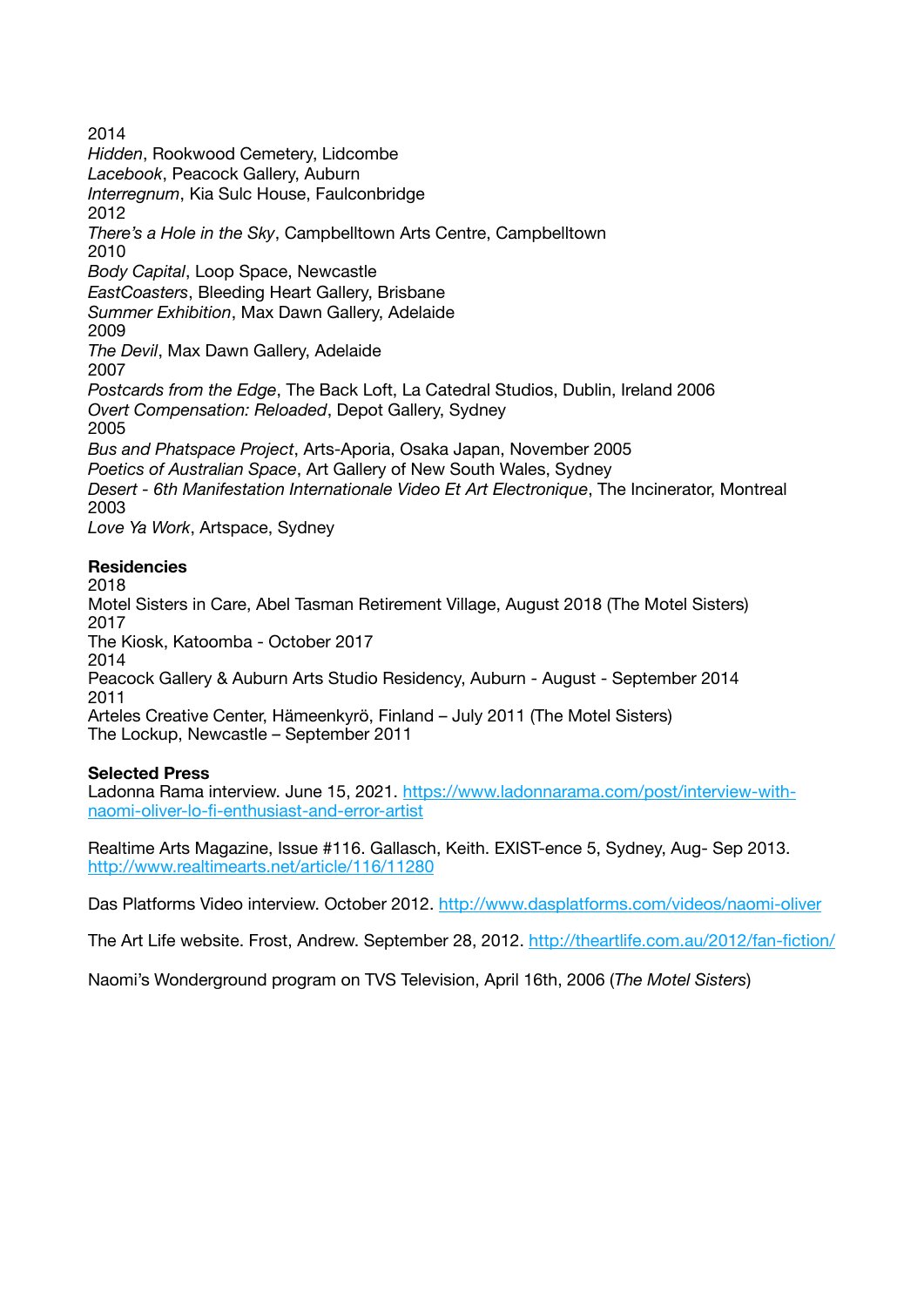2014

*Hidden*, Rookwood Cemetery, Lidcombe

*Lacebook*, Peacock Gallery, Auburn

*Interregnum*, Kia Sulc House, Faulconbridge

2012

*There's a Hole in the Sky*, Campbelltown Arts Centre, Campbelltown

2010

*Body Capital*, Loop Space, Newcastle

*EastCoasters*, Bleeding Heart Gallery, Brisbane

*Summer Exhibition*, Max Dawn Gallery, Adelaide

2009

*The Devil*, Max Dawn Gallery, Adelaide

2007

*Postcards from the Edge*, The Back Loft, La Catedral Studios, Dublin, Ireland 2006

*Overt Compensation: Reloaded*, Depot Gallery, Sydney

2005

*Bus and Phatspace Project*, Arts-Aporia, Osaka Japan, November 2005

*Poetics of Australian Space*, Art Gallery of New South Wales, Sydney

*Desert - 6th Manifestation Internationale Video Et Art Electronique*, The Incinerator, Montreal

2003

*Love Ya Work*, Artspace, Sydney

**Residencies**

2018

Motel Sisters in Care, Abel Tasman Retirement Village, August 2018 (The Motel Sisters)

2017

The Kiosk, Katoomba - October 2017

2014

Peacock Gallery & Auburn Arts Studio Residency, Auburn - August - September 2014

2011

Arteles Creative Center, Hämeenkyrö, Finland – July 2011 (The Motel Sisters)

The Lockup, Newcastle – September 2011

**Selected Press**

Ladonna Rama interview. June 15, 2021. https://www.ladonnarama.com/post/interview-with-naomi-oliver-lo-fi-enthusiast-and-error-artist

Realtime Arts Magazine, Issue #116. Gallasch, Keith. EXIST-ence 5, Sydney, Aug- Sep 2013. http://www.realtimearts.net/article/116/11280

Das Platforms Video interview. October 2012. http://www.dasplatforms.com/videos/naomi-oliver

The Art Life website. Frost, Andrew. September 28, 2012. http://theartlife.com.au/2012/fan-fiction/

Naomi's Wonderground program on TVS Television, April 16th, 2006 (*The Motel Sisters*)